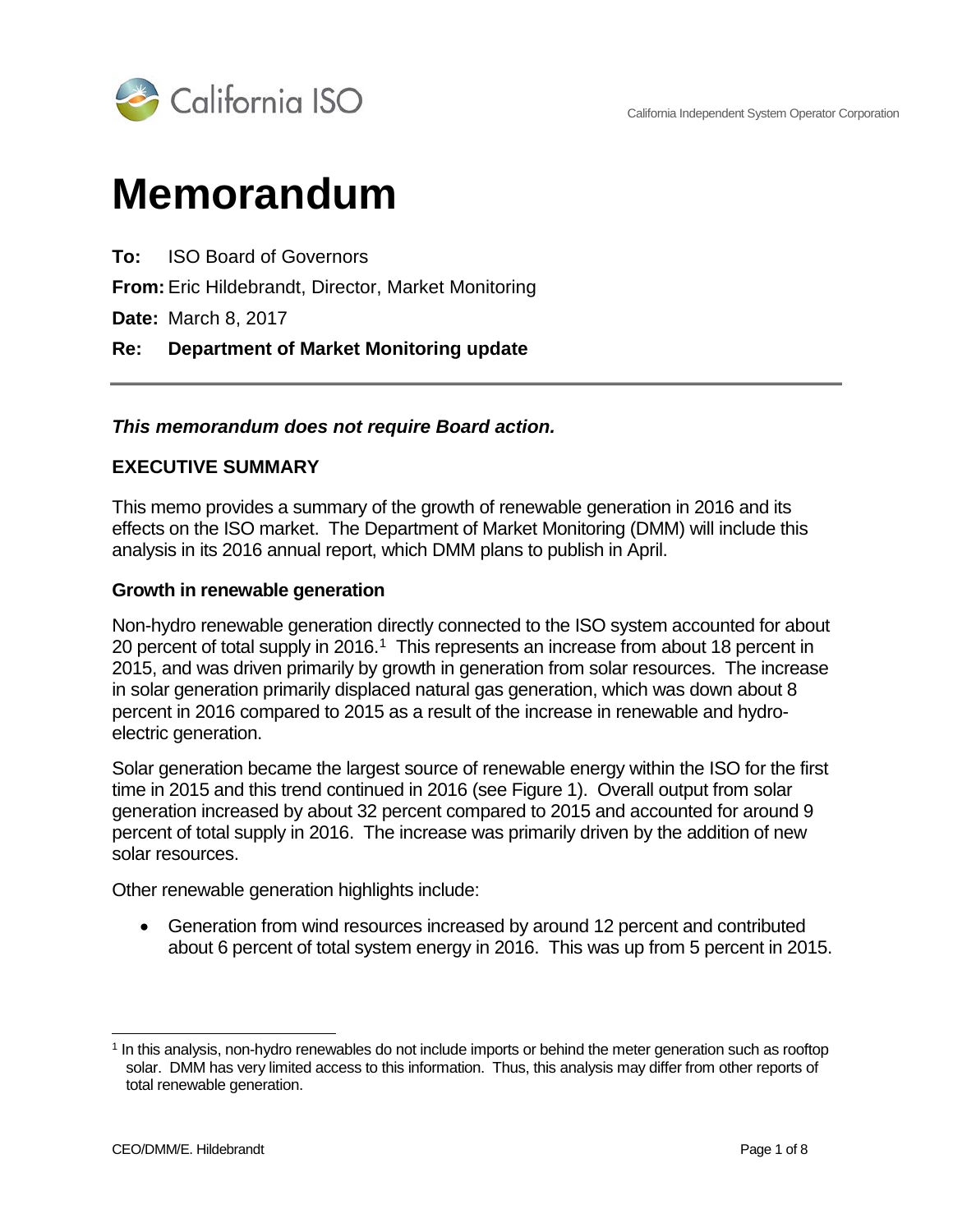California Independent System Operator Corporation

# Memorandum

**To:** ISO Board of Governors

**From:** Eric Hildebrandt, Director, Market Monitoring

**Date:** March 8, 2017

**Re: Department of Market Monitoring update**

---

***This memorandum does not require Board action.***

## EXECUTIVE SUMMARY

This memo provides a summary of the growth of renewable generation in 2016 and its effects on the ISO market. The Department of Market Monitoring (DMM) will include this analysis in its 2016 annual report, which DMM plans to publish in April.

### Growth in renewable generation

Non-hydro renewable generation directly connected to the ISO system accounted for about 20 percent of total supply in 2016.[1] This represents an increase from about 18 percent in 2015, and was driven primarily by growth in generation from solar resources. The increase in solar generation primarily displaced natural gas generation, which was down about 8 percent in 2016 compared to 2015 as a result of the increase in renewable and hydro-electric generation.

Solar generation became the largest source of renewable energy within the ISO for the first time in 2015 and this trend continued in 2016 (see Figure 1). Overall output from solar generation increased by about 32 percent compared to 2015 and accounted for around 9 percent of total supply in 2016. The increase was primarily driven by the addition of new solar resources.

Other renewable generation highlights include:

- Generation from wind resources increased by around 12 percent and contributed about 6 percent of total system energy in 2016. This was up from 5 percent in 2015.

---

[1] In this analysis, non-hydro renewables do not include imports or behind the meter generation such as rooftop solar. DMM has very limited access to this information. Thus, this analysis may differ from other reports of total renewable generation.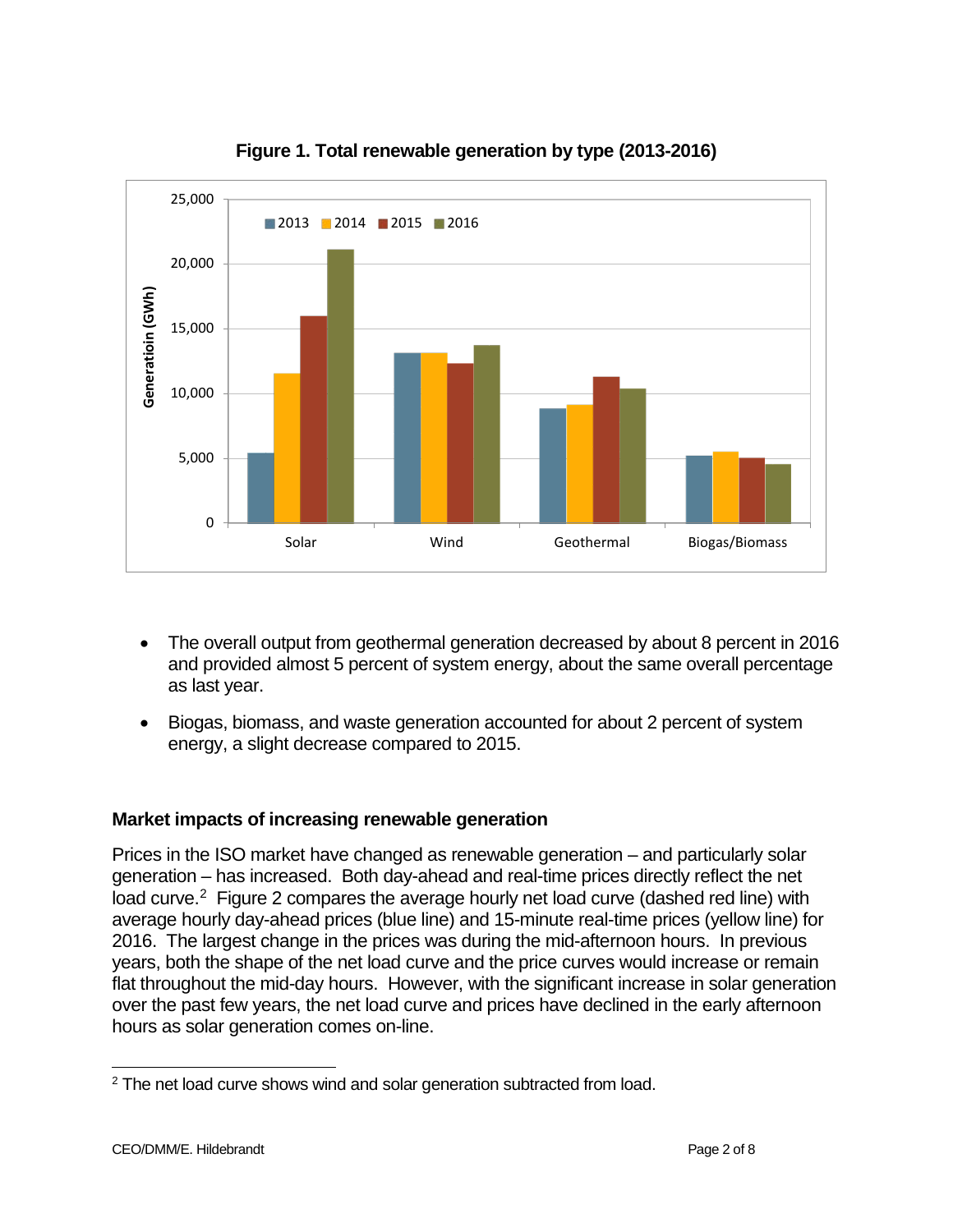**Figure 1. Total renewable generation by type (2013-2016)**

- The overall output from geothermal generation decreased by about 8 percent in 2016 and provided almost 5 percent of system energy, about the same overall percentage as last year.
- Biogas, biomass, and waste generation accounted for about 2 percent of system energy, a slight decrease compared to 2015.

## Market impacts of increasing renewable generation

Prices in the ISO market have changed as renewable generation – and particularly solar generation – has increased. Both day-ahead and real-time prices directly reflect the net load curve.[2] Figure 2 compares the average hourly net load curve (dashed red line) with average hourly day-ahead prices (blue line) and 15-minute real-time prices (yellow line) for 2016. The largest change in the prices was during the mid-afternoon hours. In previous years, both the shape of the net load curve and the price curves would increase or remain flat throughout the mid-day hours. However, with the significant increase in solar generation over the past few years, the net load curve and prices have declined in the early afternoon hours as solar generation comes on-line.

[2] The net load curve shows wind and solar generation subtracted from load.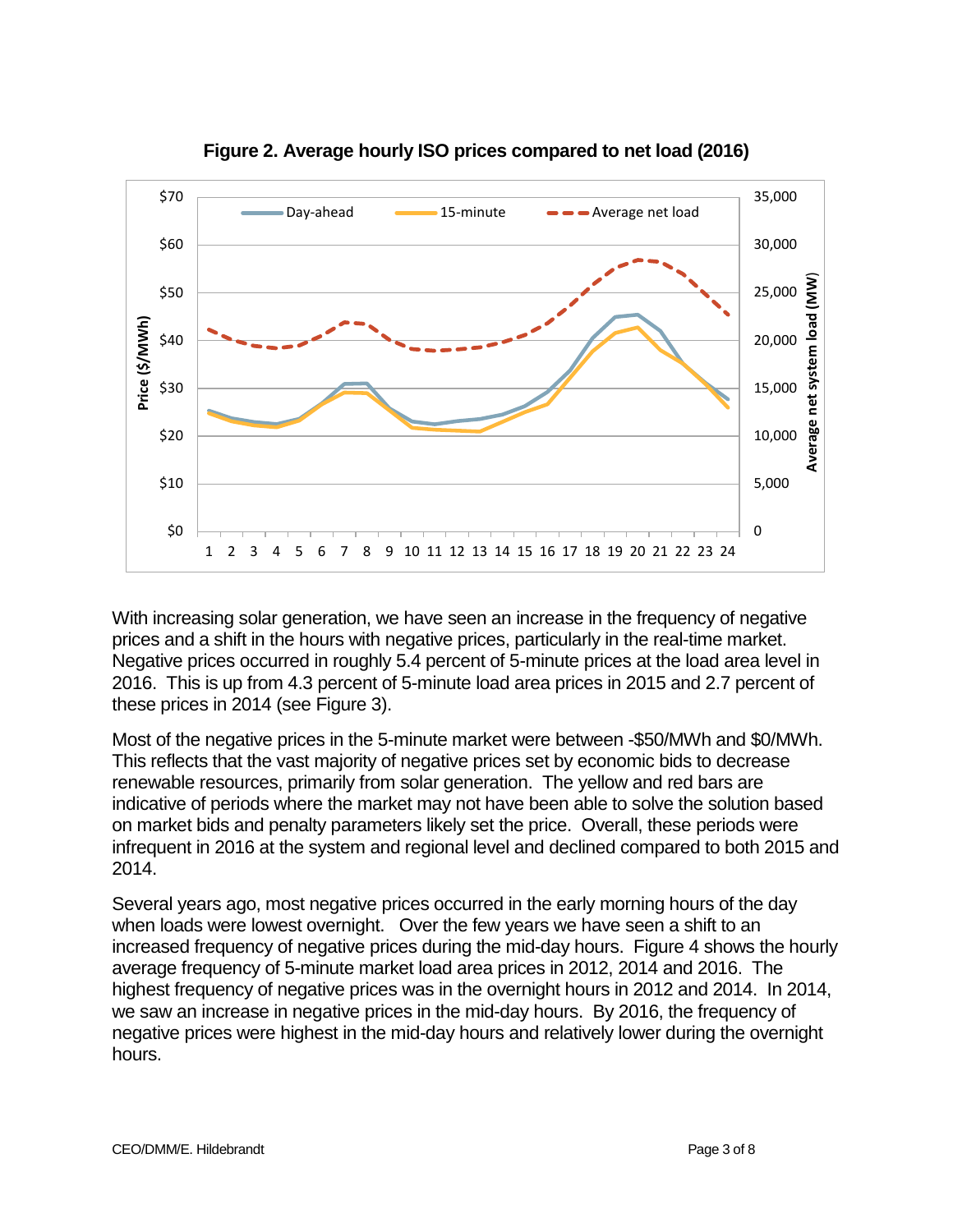**Figure 2. Average hourly ISO prices compared to net load (2016)**

With increasing solar generation, we have seen an increase in the frequency of negative prices and a shift in the hours with negative prices, particularly in the real-time market. Negative prices occurred in roughly 5.4 percent of 5-minute prices at the load area level in 2016. This is up from 4.3 percent of 5-minute load area prices in 2015 and 2.7 percent of these prices in 2014 (see Figure 3).

Most of the negative prices in the 5-minute market were between -$50/MWh and $0/MWh. This reflects that the vast majority of negative prices set by economic bids to decrease renewable resources, primarily from solar generation. The yellow and red bars are indicative of periods where the market may not have been able to solve the solution based on market bids and penalty parameters likely set the price. Overall, these periods were infrequent in 2016 at the system and regional level and declined compared to both 2015 and 2014.

Several years ago, most negative prices occurred in the early morning hours of the day when loads were lowest overnight. Over the few years we have seen a shift to an increased frequency of negative prices during the mid-day hours. Figure 4 shows the hourly average frequency of 5-minute market load area prices in 2012, 2014 and 2016. The highest frequency of negative prices was in the overnight hours in 2012 and 2014. In 2014, we saw an increase in negative prices in the mid-day hours. By 2016, the frequency of negative prices were highest in the mid-day hours and relatively lower during the overnight hours.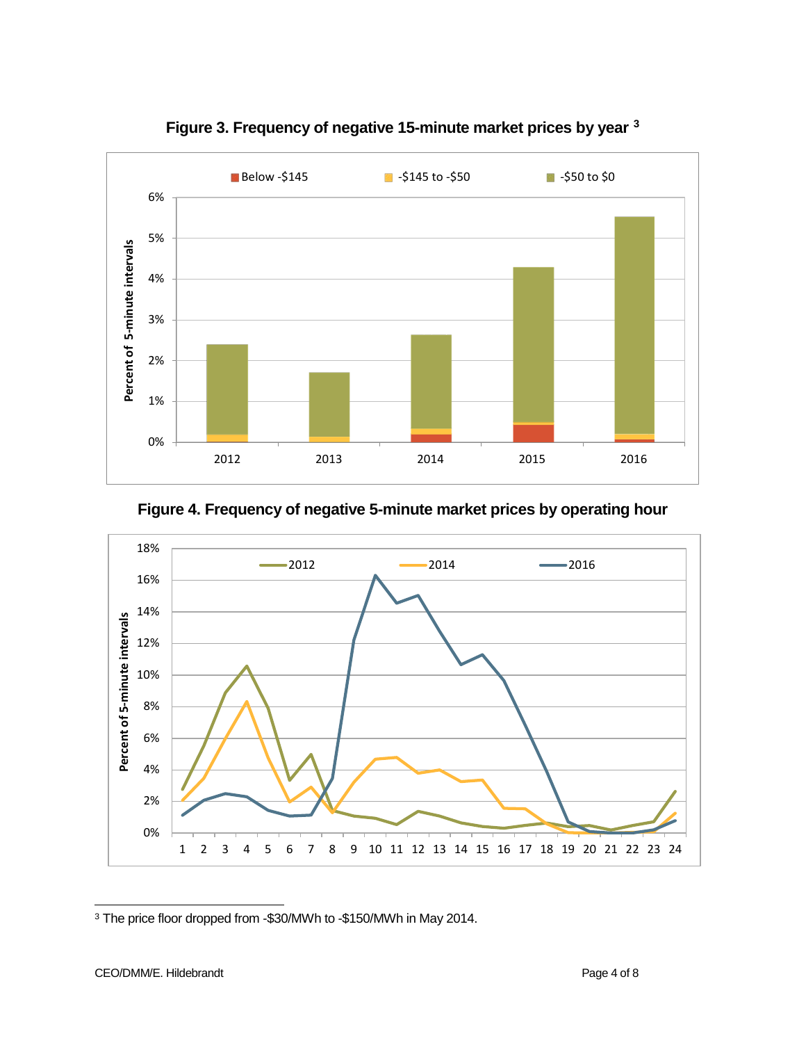**Figure 3. Frequency of negative 15-minute market prices by year** [3]

**Figure 4. Frequency of negative 5-minute market prices by operating hour**

[3] The price floor dropped from -$30/MWh to -$150/MWh in May 2014.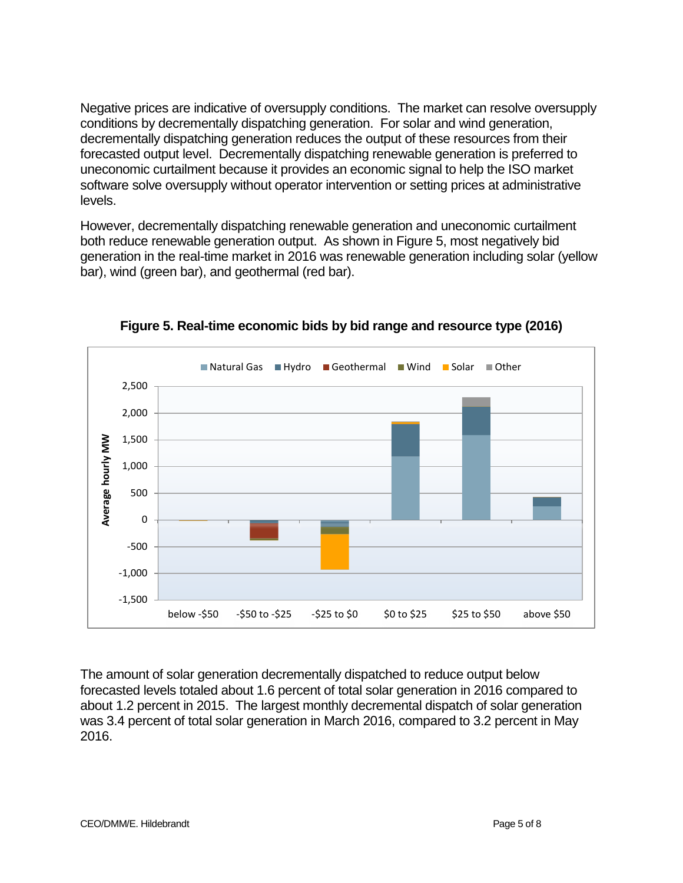Negative prices are indicative of oversupply conditions. The market can resolve oversupply conditions by decrementally dispatching generation. For solar and wind generation, decrementally dispatching generation reduces the output of these resources from their forecasted output level. Decrementally dispatching renewable generation is preferred to uneconomic curtailment because it provides an economic signal to help the ISO market software solve oversupply without operator intervention or setting prices at administrative levels.

However, decrementally dispatching renewable generation and uneconomic curtailment both reduce renewable generation output. As shown in Figure 5, most negatively bid generation in the real-time market in 2016 was renewable generation including solar (yellow bar), wind (green bar), and geothermal (red bar).

**Figure 5. Real-time economic bids by bid range and resource type (2016)**

The amount of solar generation decrementally dispatched to reduce output below forecasted levels totaled about 1.6 percent of total solar generation in 2016 compared to about 1.2 percent in 2015. The largest monthly decremental dispatch of solar generation was 3.4 percent of total solar generation in March 2016, compared to 3.2 percent in May 2016.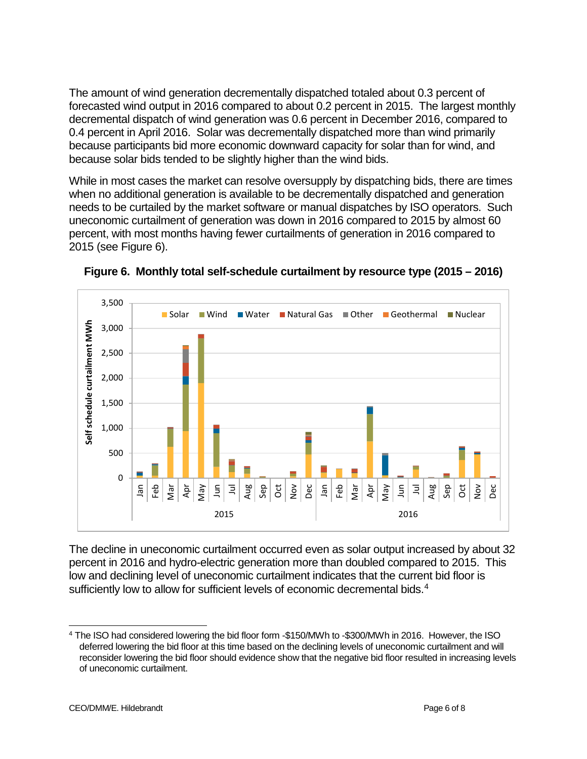The amount of wind generation decrementally dispatched totaled about 0.3 percent of forecasted wind output in 2016 compared to about 0.2 percent in 2015. The largest monthly decremental dispatch of wind generation was 0.6 percent in December 2016, compared to 0.4 percent in April 2016. Solar was decrementally dispatched more than wind primarily because participants bid more economic downward capacity for solar than for wind, and because solar bids tended to be slightly higher than the wind bids.

While in most cases the market can resolve oversupply by dispatching bids, there are times when no additional generation is available to be decrementally dispatched and generation needs to be curtailed by the market software or manual dispatches by ISO operators. Such uneconomic curtailment of generation was down in 2016 compared to 2015 by almost 60 percent, with most months having fewer curtailments of generation in 2016 compared to 2015 (see Figure 6).

**Figure 6. Monthly total self-schedule curtailment by resource type (2015 – 2016)**

The decline in uneconomic curtailment occurred even as solar output increased by about 32 percent in 2016 and hydro-electric generation more than doubled compared to 2015. This low and declining level of uneconomic curtailment indicates that the current bid floor is sufficiently low to allow for sufficient levels of economic decremental bids.[4]

---

[4] The ISO had considered lowering the bid floor form -$150/MWh to -$300/MWh in 2016. However, the ISO deferred lowering the bid floor at this time based on the declining levels of uneconomic curtailment and will reconsider lowering the bid floor should evidence show that the negative bid floor resulted in increasing levels of uneconomic curtailment.

CEO/DMM/E. Hildebrandt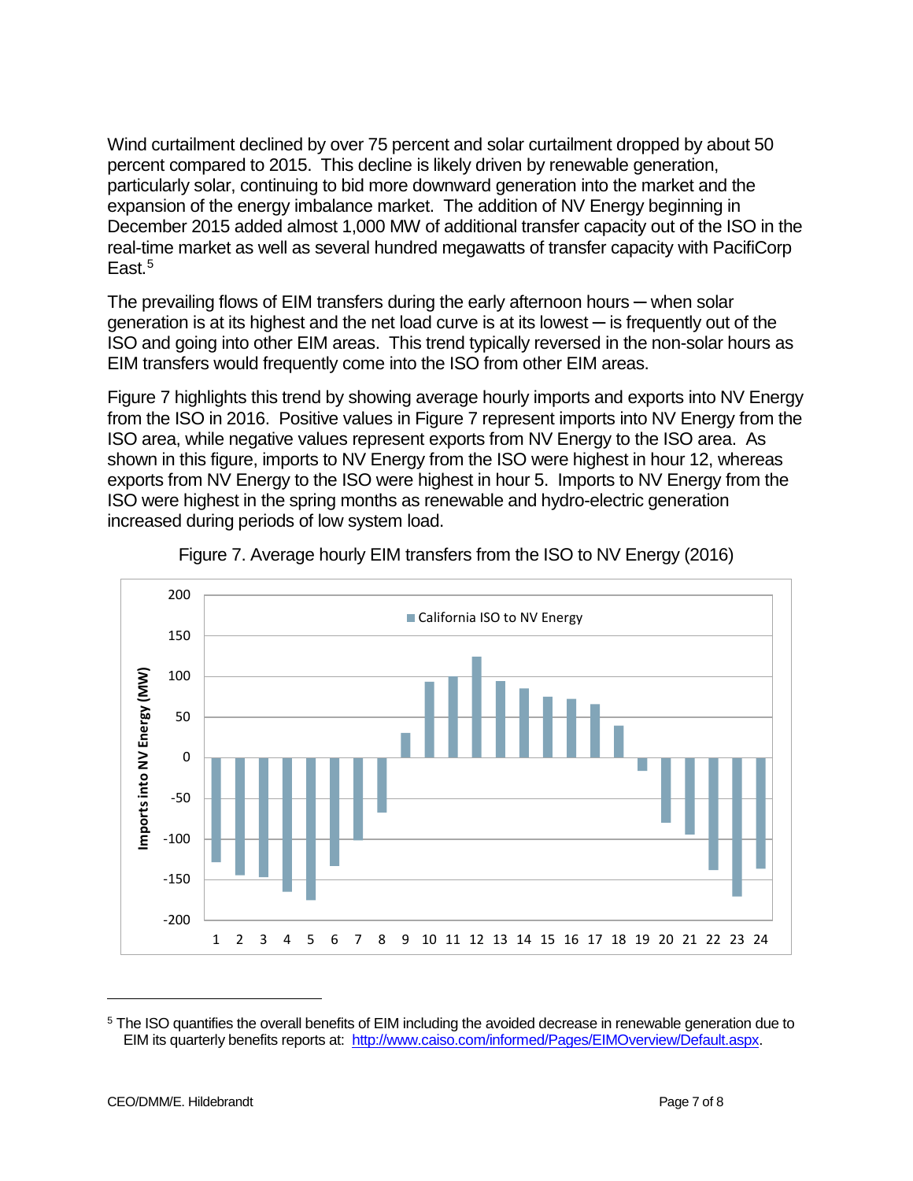Wind curtailment declined by over 75 percent and solar curtailment dropped by about 50 percent compared to 2015. This decline is likely driven by renewable generation, particularly solar, continuing to bid more downward generation into the market and the expansion of the energy imbalance market. The addition of NV Energy beginning in December 2015 added almost 1,000 MW of additional transfer capacity out of the ISO in the real-time market as well as several hundred megawatts of transfer capacity with PacifiCorp East.[5]

The prevailing flows of EIM transfers during the early afternoon hours ─ when solar generation is at its highest and the net load curve is at its lowest ─ is frequently out of the ISO and going into other EIM areas. This trend typically reversed in the non-solar hours as EIM transfers would frequently come into the ISO from other EIM areas.

Figure 7 highlights this trend by showing average hourly imports and exports into NV Energy from the ISO in 2016. Positive values in Figure 7 represent imports into NV Energy from the ISO area, while negative values represent exports from NV Energy to the ISO area. As shown in this figure, imports to NV Energy from the ISO were highest in hour 12, whereas exports from NV Energy to the ISO were highest in hour 5. Imports to NV Energy from the ISO were highest in the spring months as renewable and hydro-electric generation increased during periods of low system load.

Figure 7. Average hourly EIM transfers from the ISO to NV Energy (2016)

---

[5] The ISO quantifies the overall benefits of EIM including the avoided decrease in renewable generation due to EIM its quarterly benefits reports at: http://www.caiso.com/informed/Pages/EIMOverview/Default.aspx.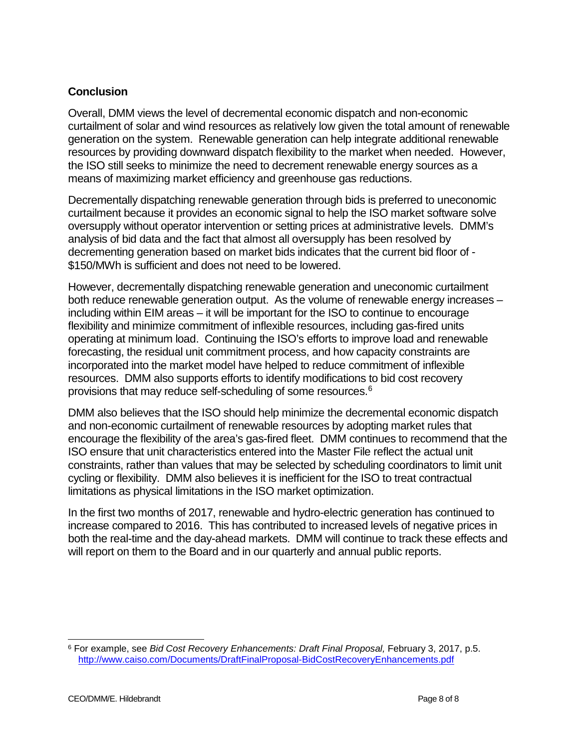## Conclusion

Overall, DMM views the level of decremental economic dispatch and non-economic curtailment of solar and wind resources as relatively low given the total amount of renewable generation on the system. Renewable generation can help integrate additional renewable resources by providing downward dispatch flexibility to the market when needed. However, the ISO still seeks to minimize the need to decrement renewable energy sources as a means of maximizing market efficiency and greenhouse gas reductions.

Decrementally dispatching renewable generation through bids is preferred to uneconomic curtailment because it provides an economic signal to help the ISO market software solve oversupply without operator intervention or setting prices at administrative levels. DMM's analysis of bid data and the fact that almost all oversupply has been resolved by decrementing generation based on market bids indicates that the current bid floor of -$150/MWh is sufficient and does not need to be lowered.

However, decrementally dispatching renewable generation and uneconomic curtailment both reduce renewable generation output. As the volume of renewable energy increases – including within EIM areas – it will be important for the ISO to continue to encourage flexibility and minimize commitment of inflexible resources, including gas-fired units operating at minimum load. Continuing the ISO's efforts to improve load and renewable forecasting, the residual unit commitment process, and how capacity constraints are incorporated into the market model have helped to reduce commitment of inflexible resources. DMM also supports efforts to identify modifications to bid cost recovery provisions that may reduce self-scheduling of some resources.[6]

DMM also believes that the ISO should help minimize the decremental economic dispatch and non-economic curtailment of renewable resources by adopting market rules that encourage the flexibility of the area's gas-fired fleet. DMM continues to recommend that the ISO ensure that unit characteristics entered into the Master File reflect the actual unit constraints, rather than values that may be selected by scheduling coordinators to limit unit cycling or flexibility. DMM also believes it is inefficient for the ISO to treat contractual limitations as physical limitations in the ISO market optimization.

In the first two months of 2017, renewable and hydro-electric generation has continued to increase compared to 2016. This has contributed to increased levels of negative prices in both the real-time and the day-ahead markets. DMM will continue to track these effects and will report on them to the Board and in our quarterly and annual public reports.

---

[6] For example, see *Bid Cost Recovery Enhancements: Draft Final Proposal,* February 3, 2017, p.5. http://www.caiso.com/Documents/DraftFinalProposal-BidCostRecoveryEnhancements.pdf

CEO/DMM/E. Hildebrandt